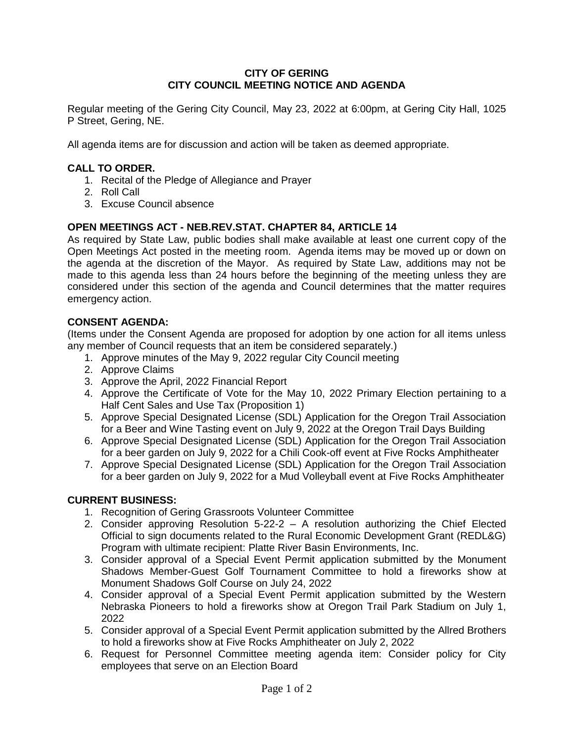# CITY OF GERING
# CITY COUNCIL MEETING NOTICE AND AGENDA

Regular meeting of the Gering City Council, May 23, 2022 at 6:00pm, at Gering City Hall, 1025 P Street, Gering, NE.

All agenda items are for discussion and action will be taken as deemed appropriate.

## CALL TO ORDER.

1. Recital of the Pledge of Allegiance and Prayer
2. Roll Call
3. Excuse Council absence

## OPEN MEETINGS ACT - NEB.REV.STAT. CHAPTER 84, ARTICLE 14

As required by State Law, public bodies shall make available at least one current copy of the Open Meetings Act posted in the meeting room. Agenda items may be moved up or down on the agenda at the discretion of the Mayor. As required by State Law, additions may not be made to this agenda less than 24 hours before the beginning of the meeting unless they are considered under this section of the agenda and Council determines that the matter requires emergency action.

## CONSENT AGENDA:

(Items under the Consent Agenda are proposed for adoption by one action for all items unless any member of Council requests that an item be considered separately.)

1. Approve minutes of the May 9, 2022 regular City Council meeting
2. Approve Claims
3. Approve the April, 2022 Financial Report
4. Approve the Certificate of Vote for the May 10, 2022 Primary Election pertaining to a Half Cent Sales and Use Tax (Proposition 1)
5. Approve Special Designated License (SDL) Application for the Oregon Trail Association for a Beer and Wine Tasting event on July 9, 2022 at the Oregon Trail Days Building
6. Approve Special Designated License (SDL) Application for the Oregon Trail Association for a beer garden on July 9, 2022 for a Chili Cook-off event at Five Rocks Amphitheater
7. Approve Special Designated License (SDL) Application for the Oregon Trail Association for a beer garden on July 9, 2022 for a Mud Volleyball event at Five Rocks Amphitheater

## CURRENT BUSINESS:

1. Recognition of Gering Grassroots Volunteer Committee
2. Consider approving Resolution 5-22-2 – A resolution authorizing the Chief Elected Official to sign documents related to the Rural Economic Development Grant (REDL&G) Program with ultimate recipient: Platte River Basin Environments, Inc.
3. Consider approval of a Special Event Permit application submitted by the Monument Shadows Member-Guest Golf Tournament Committee to hold a fireworks show at Monument Shadows Golf Course on July 24, 2022
4. Consider approval of a Special Event Permit application submitted by the Western Nebraska Pioneers to hold a fireworks show at Oregon Trail Park Stadium on July 1, 2022
5. Consider approval of a Special Event Permit application submitted by the Allred Brothers to hold a fireworks show at Five Rocks Amphitheater on July 2, 2022
6. Request for Personnel Committee meeting agenda item: Consider policy for City employees that serve on an Election Board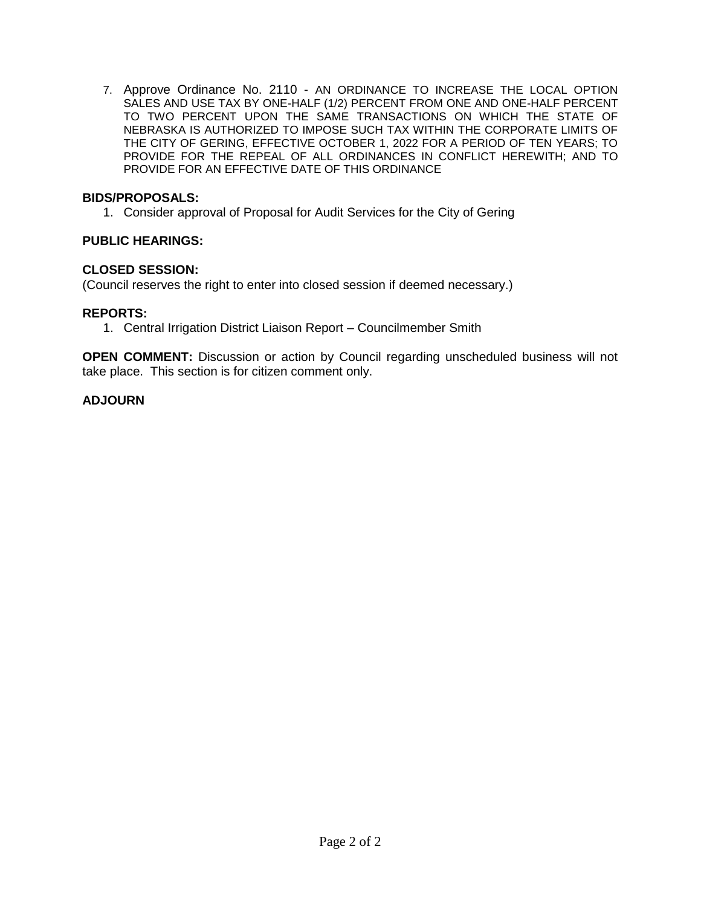7. Approve Ordinance No. 2110 - AN ORDINANCE TO INCREASE THE LOCAL OPTION SALES AND USE TAX BY ONE-HALF (1/2) PERCENT FROM ONE AND ONE-HALF PERCENT TO TWO PERCENT UPON THE SAME TRANSACTIONS ON WHICH THE STATE OF NEBRASKA IS AUTHORIZED TO IMPOSE SUCH TAX WITHIN THE CORPORATE LIMITS OF THE CITY OF GERING, EFFECTIVE OCTOBER 1, 2022 FOR A PERIOD OF TEN YEARS; TO PROVIDE FOR THE REPEAL OF ALL ORDINANCES IN CONFLICT HEREWITH; AND TO PROVIDE FOR AN EFFECTIVE DATE OF THIS ORDINANCE

**BIDS/PROPOSALS:**

1. Consider approval of Proposal for Audit Services for the City of Gering

**PUBLIC HEARINGS:**

**CLOSED SESSION:**

(Council reserves the right to enter into closed session if deemed necessary.)

**REPORTS:**

1. Central Irrigation District Liaison Report – Councilmember Smith

**OPEN COMMENT:** Discussion or action by Council regarding unscheduled business will not take place. This section is for citizen comment only.

**ADJOURN**